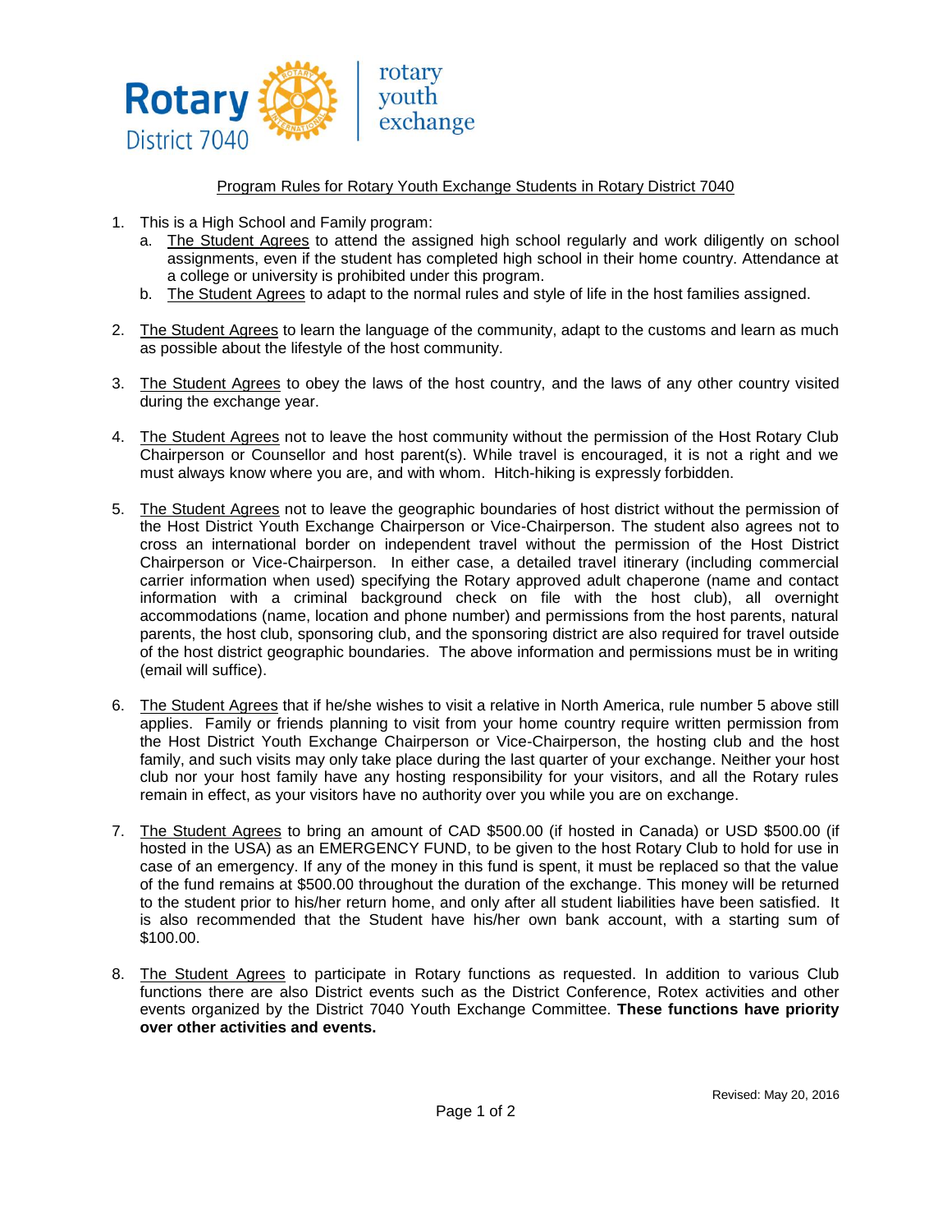Rotary District 7040 | rotary youth exchange

## Program Rules for Rotary Youth Exchange Students in Rotary District 7040

1. This is a High School and Family program:
   a. The Student Agrees to attend the assigned high school regularly and work diligently on school assignments, even if the student has completed high school in their home country. Attendance at a college or university is prohibited under this program.
   b. The Student Agrees to adapt to the normal rules and style of life in the host families assigned.

2. The Student Agrees to learn the language of the community, adapt to the customs and learn as much as possible about the lifestyle of the host community.

3. The Student Agrees to obey the laws of the host country, and the laws of any other country visited during the exchange year.

4. The Student Agrees not to leave the host community without the permission of the Host Rotary Club Chairperson or Counsellor and host parent(s). While travel is encouraged, it is not a right and we must always know where you are, and with whom. Hitch-hiking is expressly forbidden.

5. The Student Agrees not to leave the geographic boundaries of host district without the permission of the Host District Youth Exchange Chairperson or Vice-Chairperson. The student also agrees not to cross an international border on independent travel without the permission of the Host District Chairperson or Vice-Chairperson. In either case, a detailed travel itinerary (including commercial carrier information when used) specifying the Rotary approved adult chaperone (name and contact information with a criminal background check on file with the host club), all overnight accommodations (name, location and phone number) and permissions from the host parents, natural parents, the host club, sponsoring club, and the sponsoring district are also required for travel outside of the host district geographic boundaries. The above information and permissions must be in writing (email will suffice).

6. The Student Agrees that if he/she wishes to visit a relative in North America, rule number 5 above still applies. Family or friends planning to visit from your home country require written permission from the Host District Youth Exchange Chairperson or Vice-Chairperson, the hosting club and the host family, and such visits may only take place during the last quarter of your exchange. Neither your host club nor your host family have any hosting responsibility for your visitors, and all the Rotary rules remain in effect, as your visitors have no authority over you while you are on exchange.

7. The Student Agrees to bring an amount of CAD $500.00 (if hosted in Canada) or USD $500.00 (if hosted in the USA) as an EMERGENCY FUND, to be given to the host Rotary Club to hold for use in case of an emergency. If any of the money in this fund is spent, it must be replaced so that the value of the fund remains at $500.00 throughout the duration of the exchange. This money will be returned to the student prior to his/her return home, and only after all student liabilities have been satisfied. It is also recommended that the Student have his/her own bank account, with a starting sum of $100.00.

8. The Student Agrees to participate in Rotary functions as requested. In addition to various Club functions there are also District events such as the District Conference, Rotex activities and other events organized by the District 7040 Youth Exchange Committee. **These functions have priority over other activities and events.**

Revised: May 20, 2016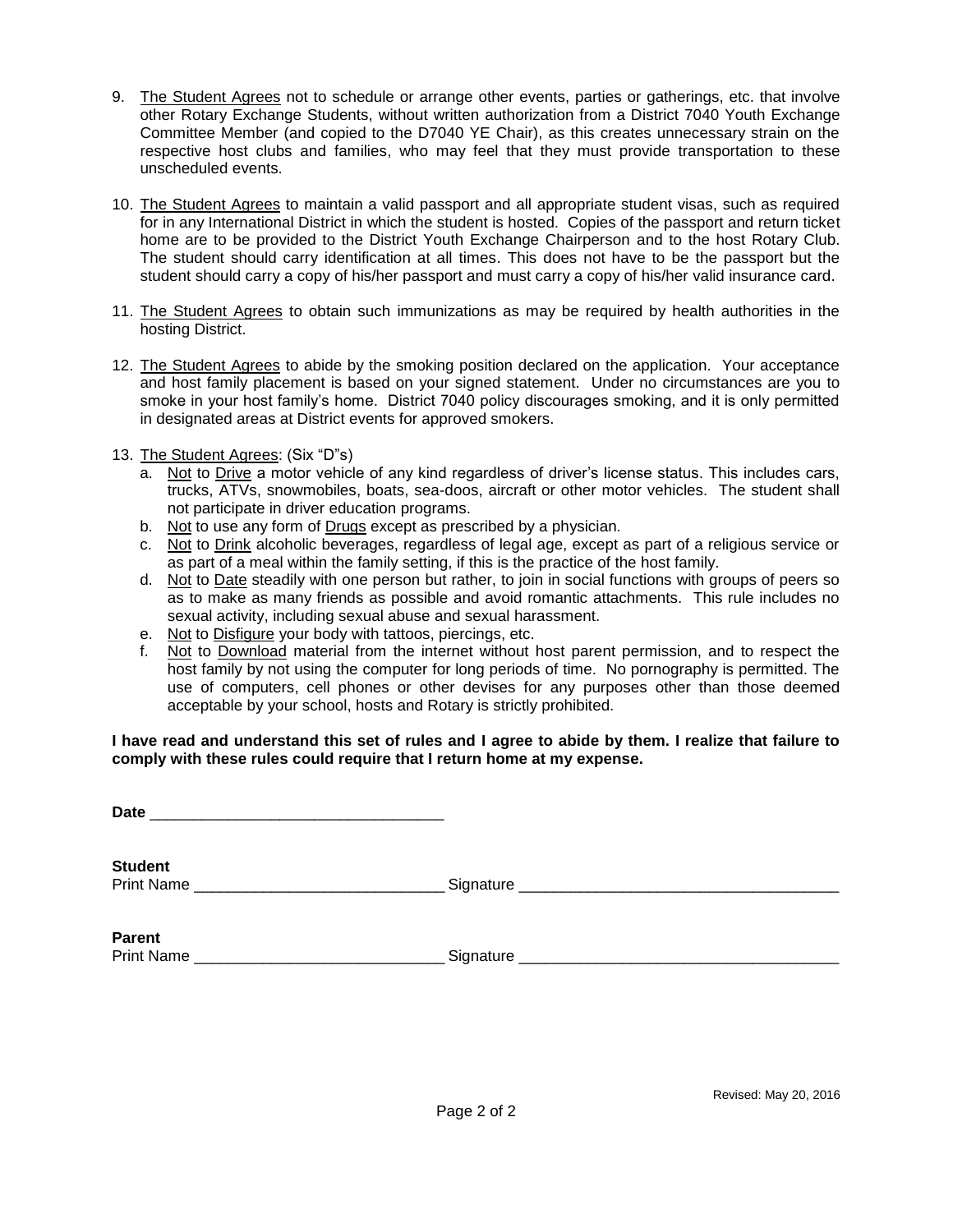9. The Student Agrees not to schedule or arrange other events, parties or gatherings, etc. that involve other Rotary Exchange Students, without written authorization from a District 7040 Youth Exchange Committee Member (and copied to the D7040 YE Chair), as this creates unnecessary strain on the respective host clubs and families, who may feel that they must provide transportation to these unscheduled events.

10. The Student Agrees to maintain a valid passport and all appropriate student visas, such as required for in any International District in which the student is hosted. Copies of the passport and return ticket home are to be provided to the District Youth Exchange Chairperson and to the host Rotary Club. The student should carry identification at all times. This does not have to be the passport but the student should carry a copy of his/her passport and must carry a copy of his/her valid insurance card.

11. The Student Agrees to obtain such immunizations as may be required by health authorities in the hosting District.

12. The Student Agrees to abide by the smoking position declared on the application. Your acceptance and host family placement is based on your signed statement. Under no circumstances are you to smoke in your host family's home. District 7040 policy discourages smoking, and it is only permitted in designated areas at District events for approved smokers.

13. The Student Agrees: (Six "D"s)
    a. Not to Drive a motor vehicle of any kind regardless of driver's license status. This includes cars, trucks, ATVs, snowmobiles, boats, sea-doos, aircraft or other motor vehicles. The student shall not participate in driver education programs.
    b. Not to use any form of Drugs except as prescribed by a physician.
    c. Not to Drink alcoholic beverages, regardless of legal age, except as part of a religious service or as part of a meal within the family setting, if this is the practice of the host family.
    d. Not to Date steadily with one person but rather, to join in social functions with groups of peers so as to make as many friends as possible and avoid romantic attachments. This rule includes no sexual activity, including sexual abuse and sexual harassment.
    e. Not to Disfigure your body with tattoos, piercings, etc.
    f. Not to Download material from the internet without host parent permission, and to respect the host family by not using the computer for long periods of time. No pornography is permitted. The use of computers, cell phones or other devises for any purposes other than those deemed acceptable by your school, hosts and Rotary is strictly prohibited.

**I have read and understand this set of rules and I agree to abide by them. I realize that failure to comply with these rules could require that I return home at my expense.**

**Date** ________________________________

**Student**
Print Name ____________________________ Signature ____________________________________

**Parent**
Print Name ____________________________ Signature ____________________________________

Revised: May 20, 2016